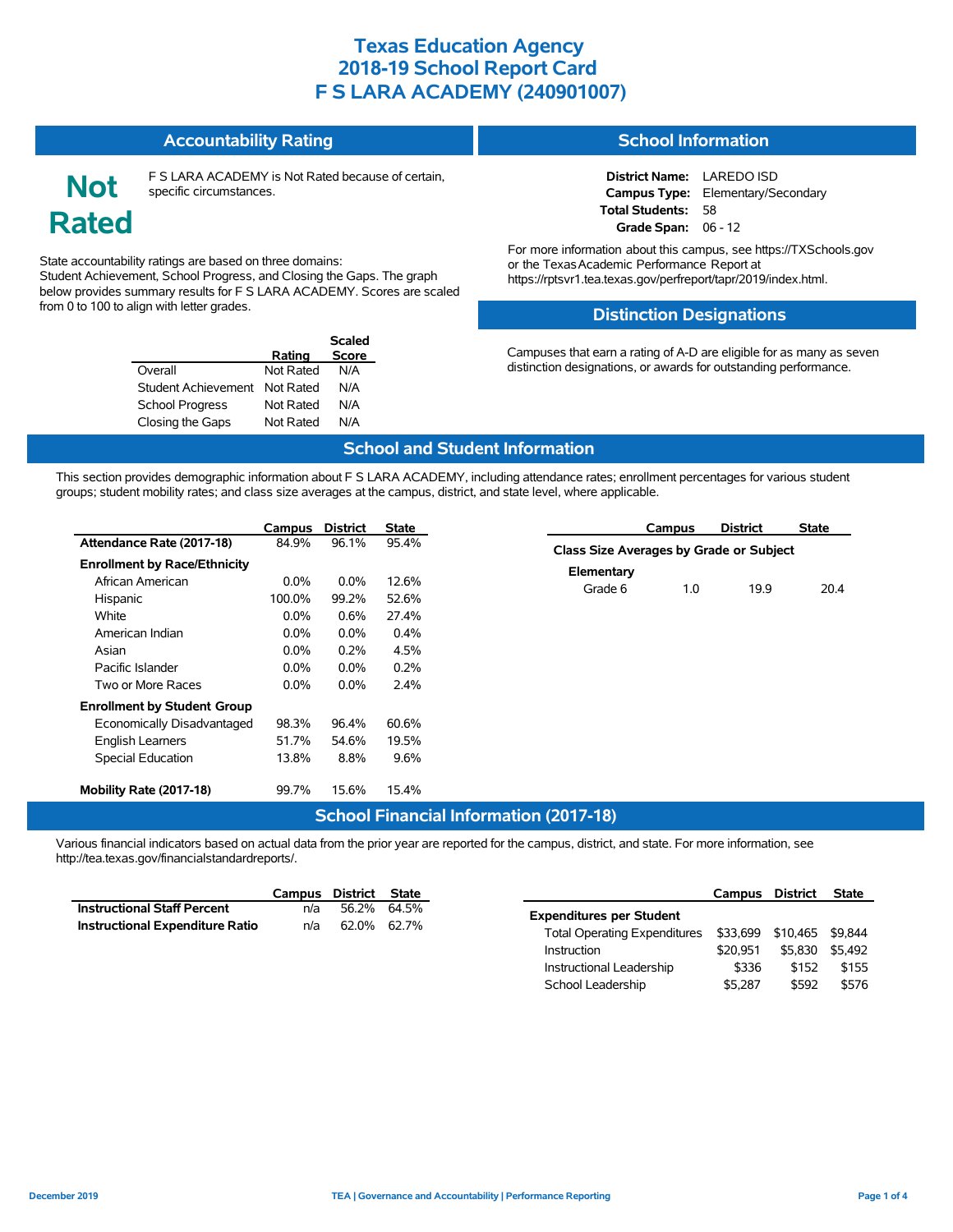# Texas Education Agency
# 2018-19 School Report Card
# F S LARA ACADEMY (240901007)

## Accountability Rating

**Not Rated**

F S LARA ACADEMY is Not Rated because of certain, specific circumstances.

State accountability ratings are based on three domains: Student Achievement, School Progress, and Closing the Gaps. The graph below provides summary results for F S LARA ACADEMY. Scores are scaled from 0 to 100 to align with letter grades.

| | Rating | Scaled Score |
|---|---|---|
| Overall | Not Rated | N/A |
| Student Achievement | Not Rated | N/A |
| School Progress | Not Rated | N/A |
| Closing the Gaps | Not Rated | N/A |

## School Information

**District Name:** LAREDO ISD
**Campus Type:** Elementary/Secondary
**Total Students:** 58
**Grade Span:** 06 - 12

For more information about this campus, see https://TXSchools.gov or the Texas Academic Performance Report at https://rptsvr1.tea.texas.gov/perfreport/tapr/2019/index.html.

## Distinction Designations

Campuses that earn a rating of A-D are eligible for as many as seven distinction designations, or awards for outstanding performance.

## School and Student Information

This section provides demographic information about F S LARA ACADEMY, including attendance rates; enrollment percentages for various student groups; student mobility rates; and class size averages at the campus, district, and state level, where applicable.

| | Campus | District | State |
|---|---|---|---|
| **Attendance Rate (2017-18)** | 84.9% | 96.1% | 95.4% |
| **Enrollment by Race/Ethnicity** | | | |
| African American | 0.0% | 0.0% | 12.6% |
| Hispanic | 100.0% | 99.2% | 52.6% |
| White | 0.0% | 0.6% | 27.4% |
| American Indian | 0.0% | 0.0% | 0.4% |
| Asian | 0.0% | 0.2% | 4.5% |
| Pacific Islander | 0.0% | 0.0% | 0.2% |
| Two or More Races | 0.0% | 0.0% | 2.4% |
| **Enrollment by Student Group** | | | |
| Economically Disadvantaged | 98.3% | 96.4% | 60.6% |
| English Learners | 51.7% | 54.6% | 19.5% |
| Special Education | 13.8% | 8.8% | 9.6% |
| **Mobility Rate (2017-18)** | 99.7% | 15.6% | 15.4% |

| | Campus | District | State |
|---|---|---|---|
| **Class Size Averages by Grade or Subject** | | | |
| **Elementary** | | | |
| Grade 6 | 1.0 | 19.9 | 20.4 |

## School Financial Information (2017-18)

Various financial indicators based on actual data from the prior year are reported for the campus, district, and state. For more information, see http://tea.texas.gov/financialstandardreports/.

| | Campus | District | State |
|---|---|---|---|
| **Instructional Staff Percent** | n/a | 56.2% | 64.5% |
| **Instructional Expenditure Ratio** | n/a | 62.0% | 62.7% |

| | Campus | District | State |
|---|---|---|---|
| **Expenditures per Student** | | | |
| Total Operating Expenditures | $33,699 | $10,465 | $9,844 |
| Instruction | $20,951 | $5,830 | $5,492 |
| Instructional Leadership | $336 | $152 | $155 |
| School Leadership | $5,287 | $592 | $576 |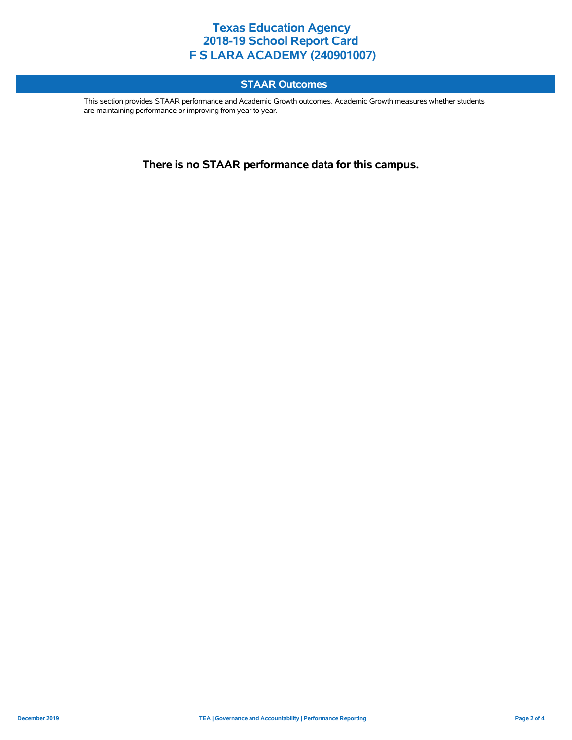# Texas Education Agency
# 2018-19 School Report Card
# F S LARA ACADEMY (240901007)

## STAAR Outcomes

This section provides STAAR performance and Academic Growth outcomes. Academic Growth measures whether students are maintaining performance or improving from year to year.

**There is no STAAR performance data for this campus.**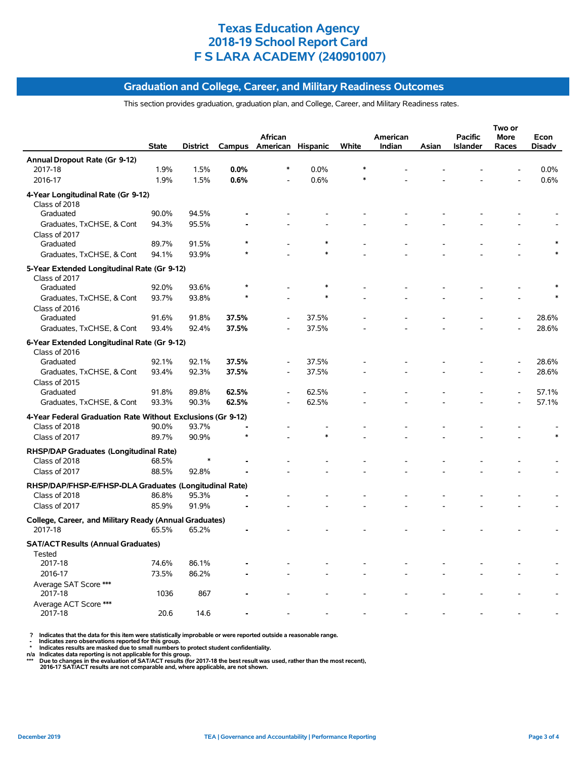# Texas Education Agency
# 2018-19 School Report Card
# F S LARA ACADEMY (240901007)

## Graduation and College, Career, and Military Readiness Outcomes

This section provides graduation, graduation plan, and College, Career, and Military Readiness rates.

| | State | District | Campus | African American | Hispanic | White | American Indian | Asian | Pacific Islander | Two or More Races | Econ Disadv |
|---|---|---|---|---|---|---|---|---|---|---|---|
| **Annual Dropout Rate (Gr 9-12)** | | | | | | | | | | | |
| 2017-18 | 1.9% | 1.5% | **0.0%** | * | 0.0% | * | - | - | - | - | 0.0% |
| 2016-17 | 1.9% | 1.5% | **0.6%** | - | 0.6% | * | - | - | - | - | 0.6% |
| **4-Year Longitudinal Rate (Gr 9-12)** | | | | | | | | | | | |
| Class of 2018 | | | | | | | | | | | |
| Graduated | 90.0% | 94.5% | **-** | - | - | - | - | - | - | - | - |
| Graduates, TxCHSE, & Cont | 94.3% | 95.5% | **-** | - | - | - | - | - | - | - | - |
| Class of 2017 | | | | | | | | | | | |
| Graduated | 89.7% | 91.5% | * | - | * | - | - | - | - | - | * |
| Graduates, TxCHSE, & Cont | 94.1% | 93.9% | * | - | * | - | - | - | - | - | * |
| **5-Year Extended Longitudinal Rate (Gr 9-12)** | | | | | | | | | | | |
| Class of 2017 | | | | | | | | | | | |
| Graduated | 92.0% | 93.6% | * | - | * | - | - | - | - | - | * |
| Graduates, TxCHSE, & Cont | 93.7% | 93.8% | * | - | * | - | - | - | - | - | * |
| Class of 2016 | | | | | | | | | | | |
| Graduated | 91.6% | 91.8% | **37.5%** | - | 37.5% | - | - | - | - | - | 28.6% |
| Graduates, TxCHSE, & Cont | 93.4% | 92.4% | **37.5%** | - | 37.5% | - | - | - | - | - | 28.6% |
| **6-Year Extended Longitudinal Rate (Gr 9-12)** | | | | | | | | | | | |
| Class of 2016 | | | | | | | | | | | |
| Graduated | 92.1% | 92.1% | **37.5%** | - | 37.5% | - | - | - | - | - | 28.6% |
| Graduates, TxCHSE, & Cont | 93.4% | 92.3% | **37.5%** | - | 37.5% | - | - | - | - | - | 28.6% |
| Class of 2015 | | | | | | | | | | | |
| Graduated | 91.8% | 89.8% | **62.5%** | - | 62.5% | - | - | - | - | - | 57.1% |
| Graduates, TxCHSE, & Cont | 93.3% | 90.3% | **62.5%** | - | 62.5% | - | - | - | - | - | 57.1% |
| **4-Year Federal Graduation Rate Without Exclusions (Gr 9-12)** | | | | | | | | | | | |
| Class of 2018 | 90.0% | 93.7% | **-** | - | - | - | - | - | - | - | - |
| Class of 2017 | 89.7% | 90.9% | * | - | * | - | - | - | - | - | * |
| **RHSP/DAP Graduates (Longitudinal Rate)** | | | | | | | | | | | |
| Class of 2018 | 68.5% | * | **-** | - | - | - | - | - | - | - | - |
| Class of 2017 | 88.5% | 92.8% | **-** | - | - | - | - | - | - | - | - |
| **RHSP/DAP/FHSP-E/FHSP-DLA Graduates (Longitudinal Rate)** | | | | | | | | | | | |
| Class of 2018 | 86.8% | 95.3% | **-** | - | - | - | - | - | - | - | - |
| Class of 2017 | 85.9% | 91.9% | **-** | - | - | - | - | - | - | - | - |
| **College, Career, and Military Ready (Annual Graduates)** | | | | | | | | | | | |
| 2017-18 | 65.5% | 65.2% | **-** | - | - | - | - | - | - | - | - |
| **SAT/ACT Results (Annual Graduates)** | | | | | | | | | | | |
| Tested | | | | | | | | | | | |
| 2017-18 | 74.6% | 86.1% | **-** | - | - | - | - | - | - | - | - |
| 2016-17 | 73.5% | 86.2% | **-** | - | - | - | - | - | - | - | - |
| Average SAT Score *** | | | | | | | | | | | |
| 2017-18 | 1036 | 867 | **-** | - | - | - | - | - | - | - | - |
| Average ACT Score *** | | | | | | | | | | | |
| 2017-18 | 20.6 | 14.6 | **-** | - | - | - | - | - | - | - | - |

? Indicates that the data for this item were statistically improbable or were reported outside a reasonable range.
- Indicates zero observations reported for this group.
* Indicates results are masked due to small numbers to protect student confidentiality.
n/a Indicates data reporting is not applicable for this group.
*** Due to changes in the evaluation of SAT/ACT results (for 2017-18 the best result was used, rather than the most recent), 2016-17 SAT/ACT results are not comparable and, where applicable, are not shown.